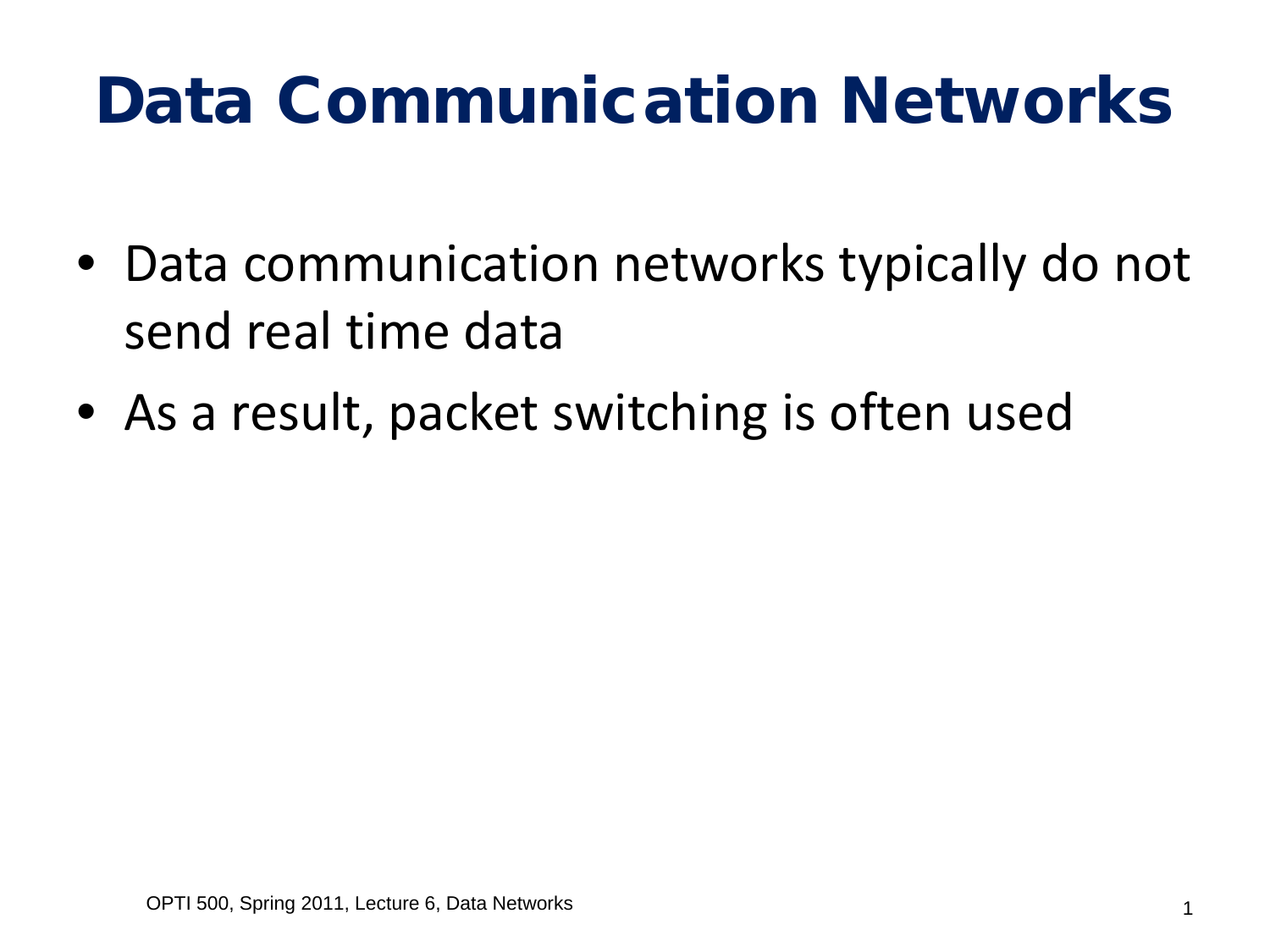# Data Communication Networks

- Data communication networks typically do not send real time data
- As a result, packet switching is often used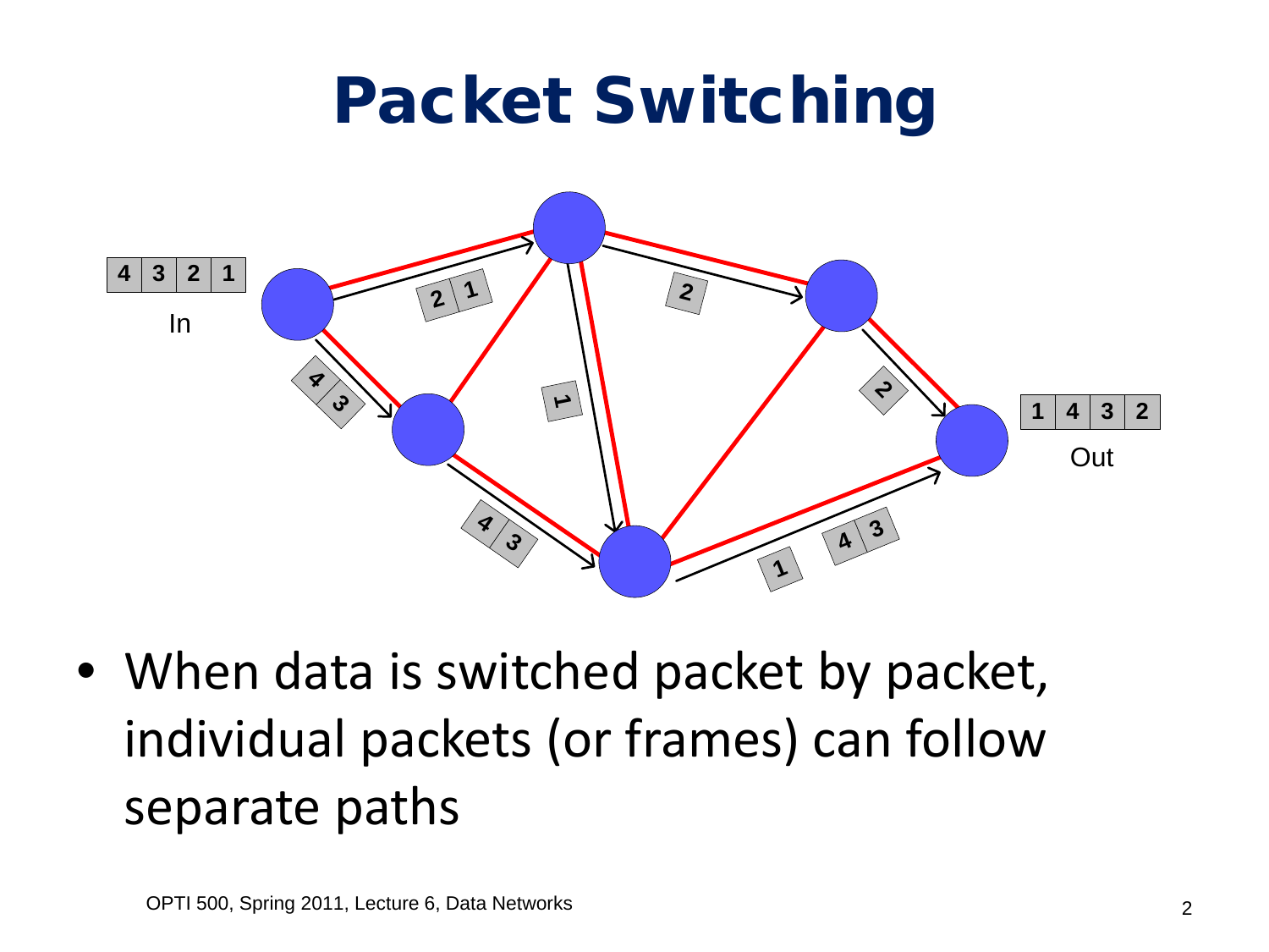# Packet Switching

- When data is switched packet by packet, individual packets (or frames) can follow separate paths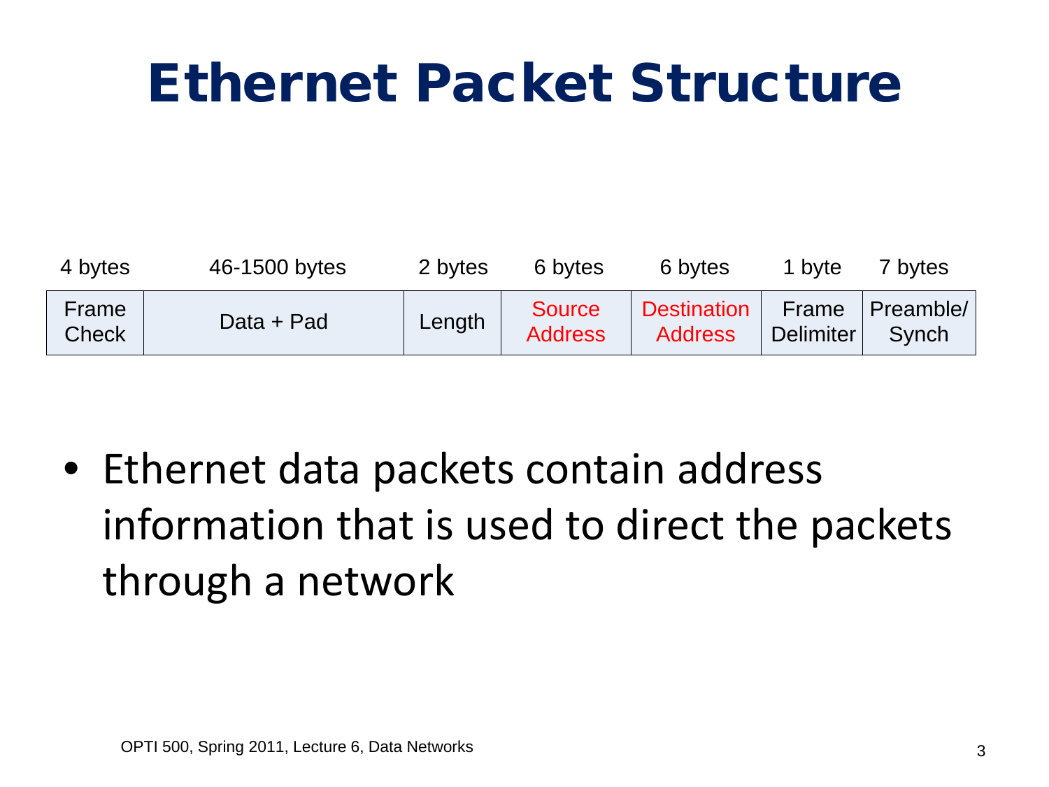# Ethernet Packet Structure

| 4 bytes | 46-1500 bytes | 2 bytes | 6 bytes | 6 bytes | 1 byte | 7 bytes |
|---|---|---|---|---|---|---|
| Frame Check | Data + Pad | Length | Source Address | Destination Address | Frame Delimiter | Preamble/ Synch |

- Ethernet data packets contain address information that is used to direct the packets through a network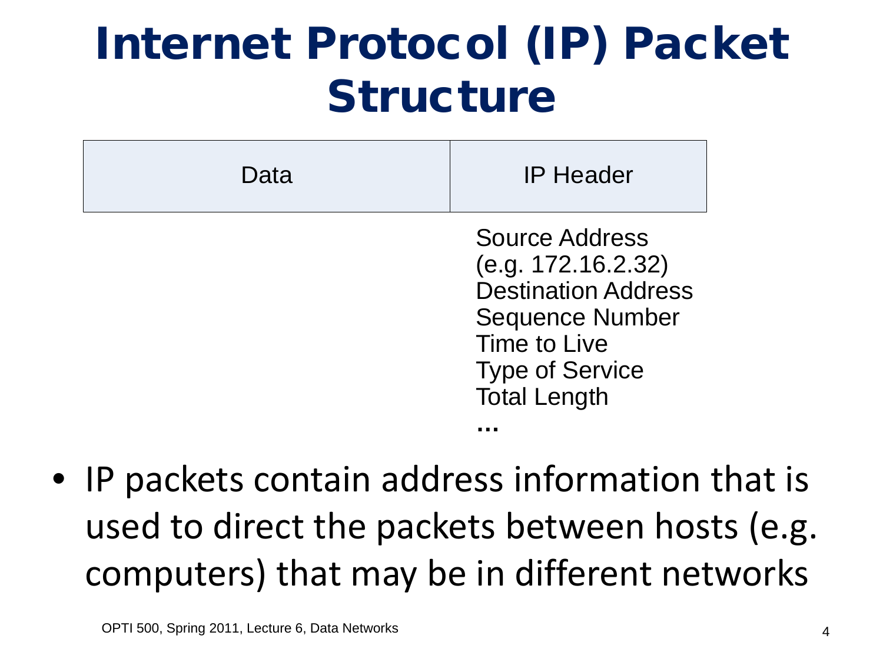# Internet Protocol (IP) Packet Structure

| Data | IP Header |
| --- | --- |

Source Address
(e.g. 172.16.2.32)
Destination Address
Sequence Number
Time to Live
Type of Service
Total Length
…

- IP packets contain address information that is used to direct the packets between hosts (e.g. computers) that may be in different networks

OPTI 500, Spring 2011, Lecture 6, Data Networks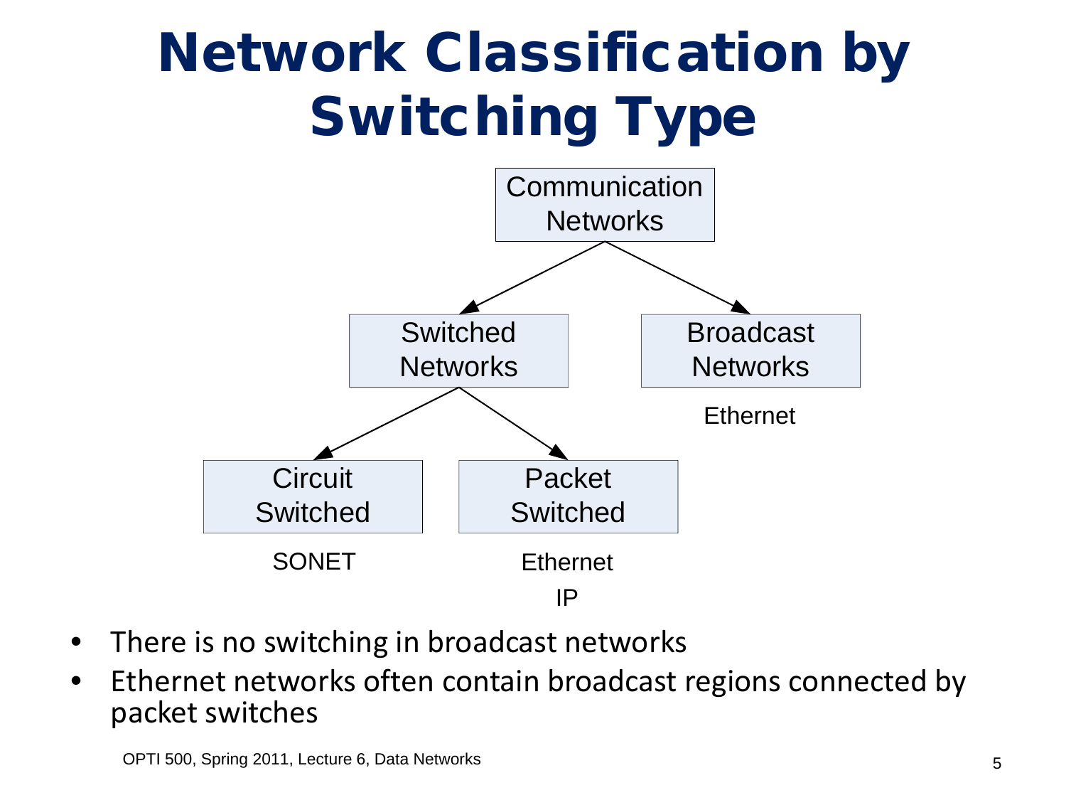# Network Classification by Switching Type

- Communication Networks
  - Switched Networks
    - Circuit Switched
      - SONET
    - Packet Switched
      - Ethernet
      - IP
  - Broadcast Networks
    - Ethernet

- There is no switching in broadcast networks
- Ethernet networks often contain broadcast regions connected by packet switches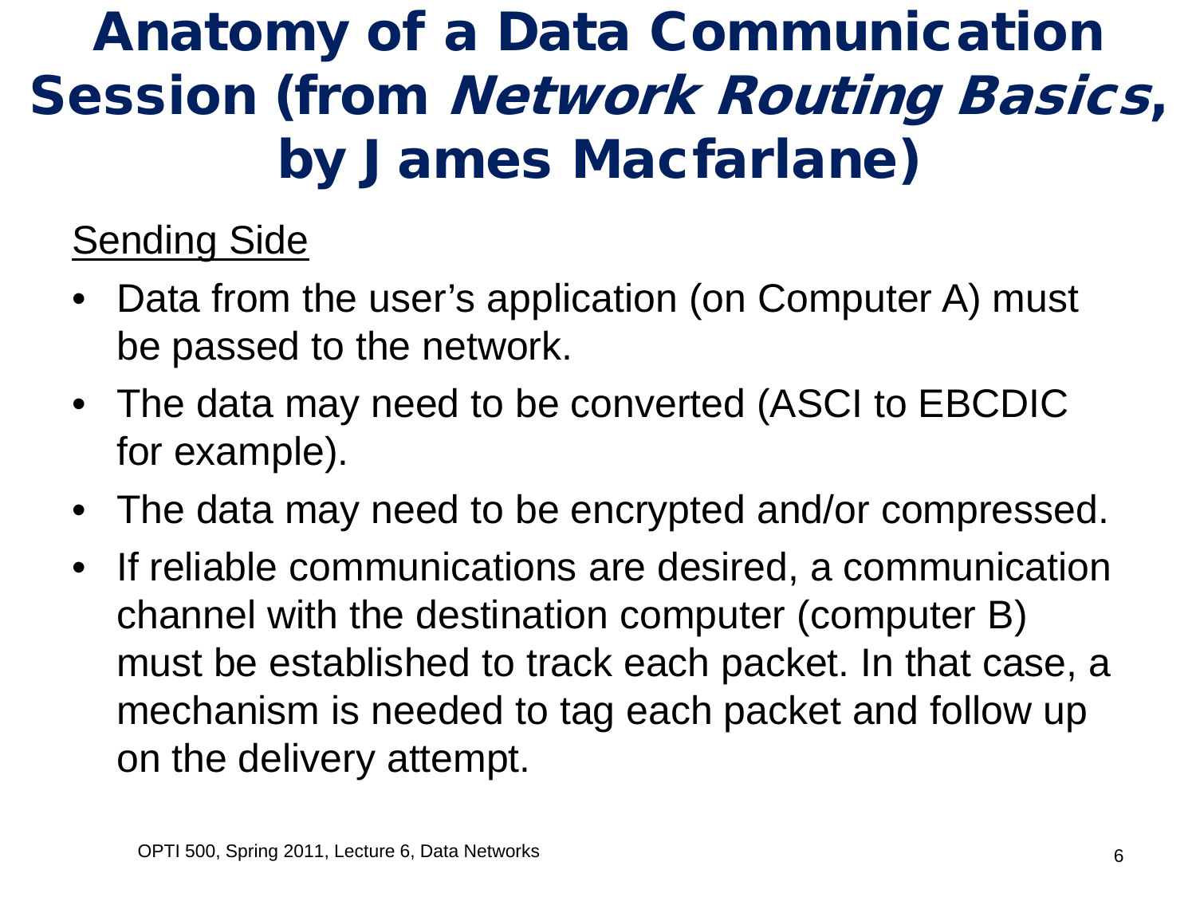# Anatomy of a Data Communication Session (from *Network Routing Basics*, by James Macfarlane)

Sending Side

- Data from the user's application (on Computer A) must be passed to the network.
- The data may need to be converted (ASCI to EBCDIC for example).
- The data may need to be encrypted and/or compressed.
- If reliable communications are desired, a communication channel with the destination computer (computer B) must be established to track each packet. In that case, a mechanism is needed to tag each packet and follow up on the delivery attempt.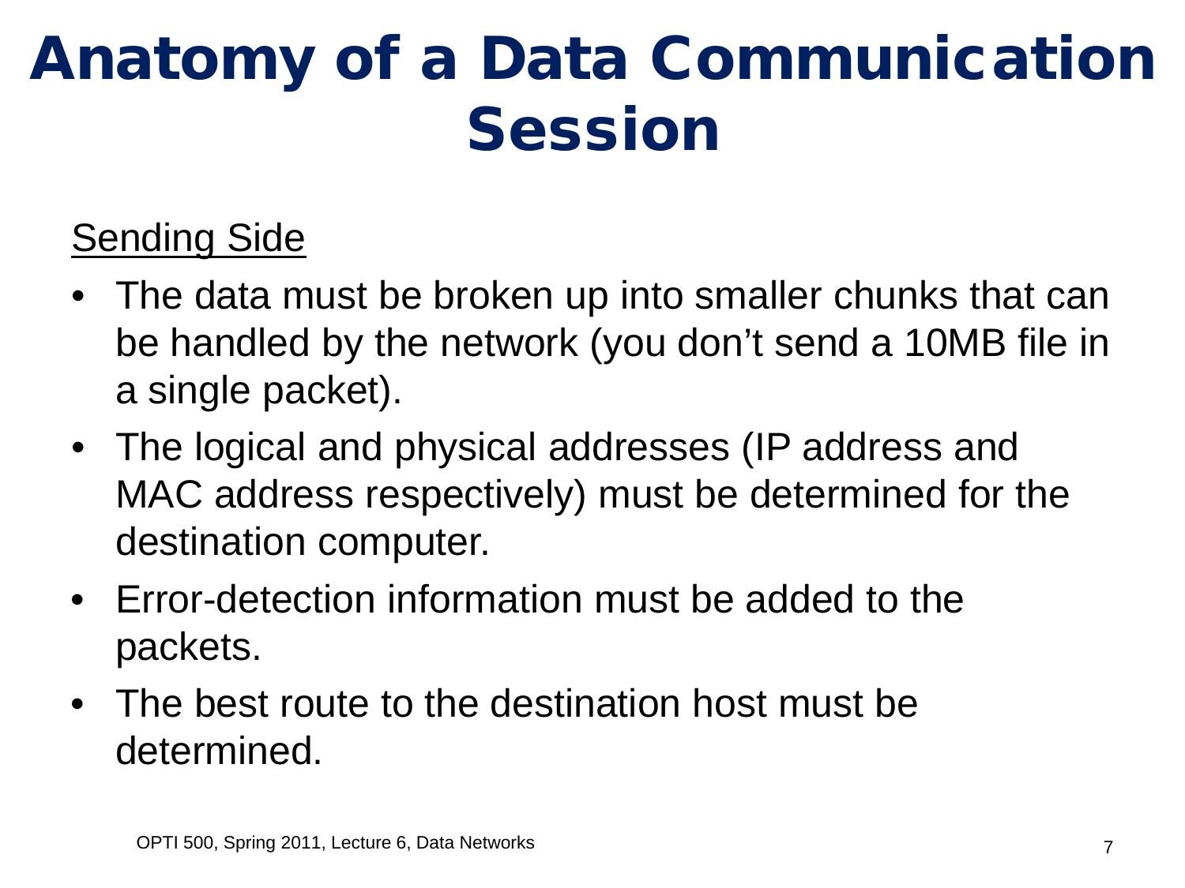# Anatomy of a Data Communication Session

Sending Side

- The data must be broken up into smaller chunks that can be handled by the network (you don't send a 10MB file in a single packet).
- The logical and physical addresses (IP address and MAC address respectively) must be determined for the destination computer.
- Error-detection information must be added to the packets.
- The best route to the destination host must be determined.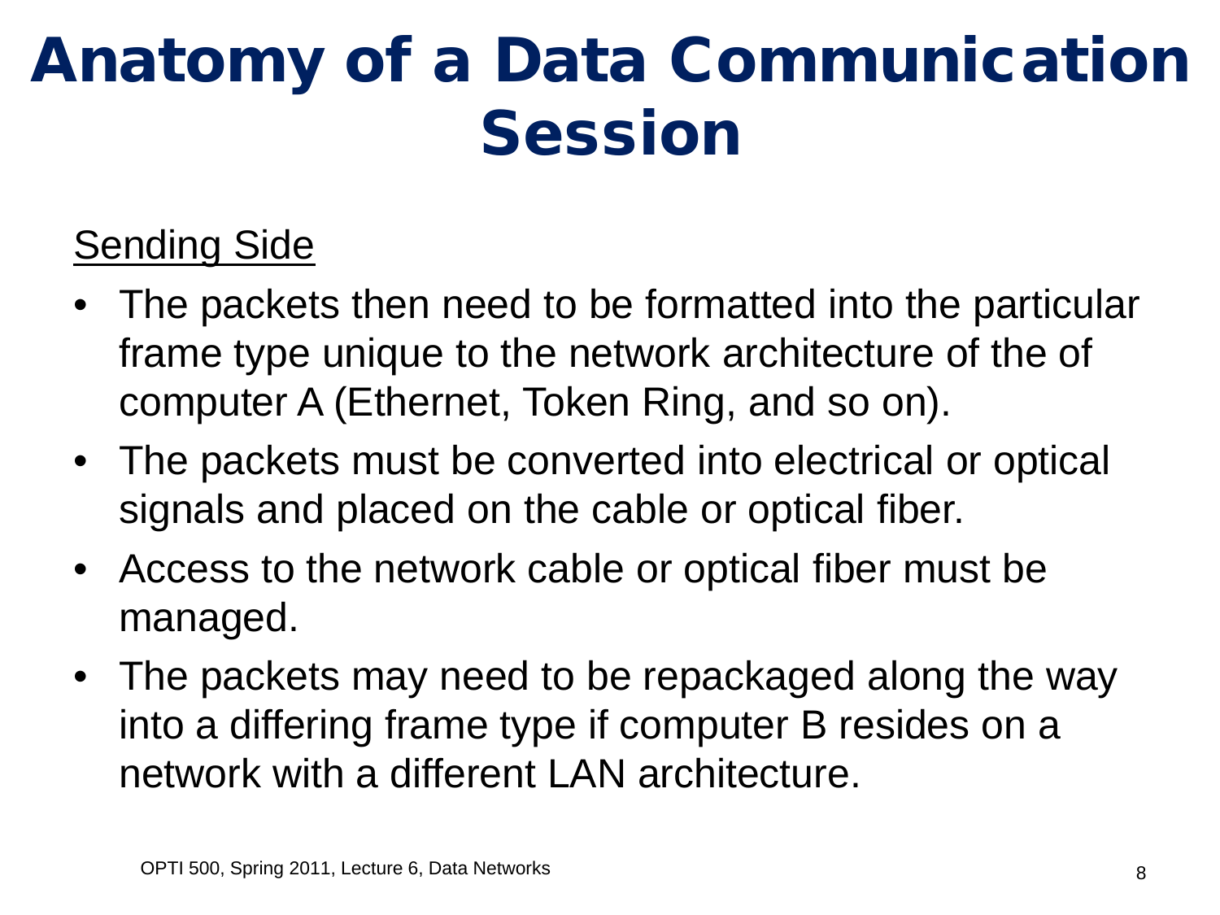# Anatomy of a Data Communication Session

<u>Sending Side</u>

- The packets then need to be formatted into the particular frame type unique to the network architecture of the of computer A (Ethernet, Token Ring, and so on).
- The packets must be converted into electrical or optical signals and placed on the cable or optical fiber.
- Access to the network cable or optical fiber must be managed.
- The packets may need to be repackaged along the way into a differing frame type if computer B resides on a network with a different LAN architecture.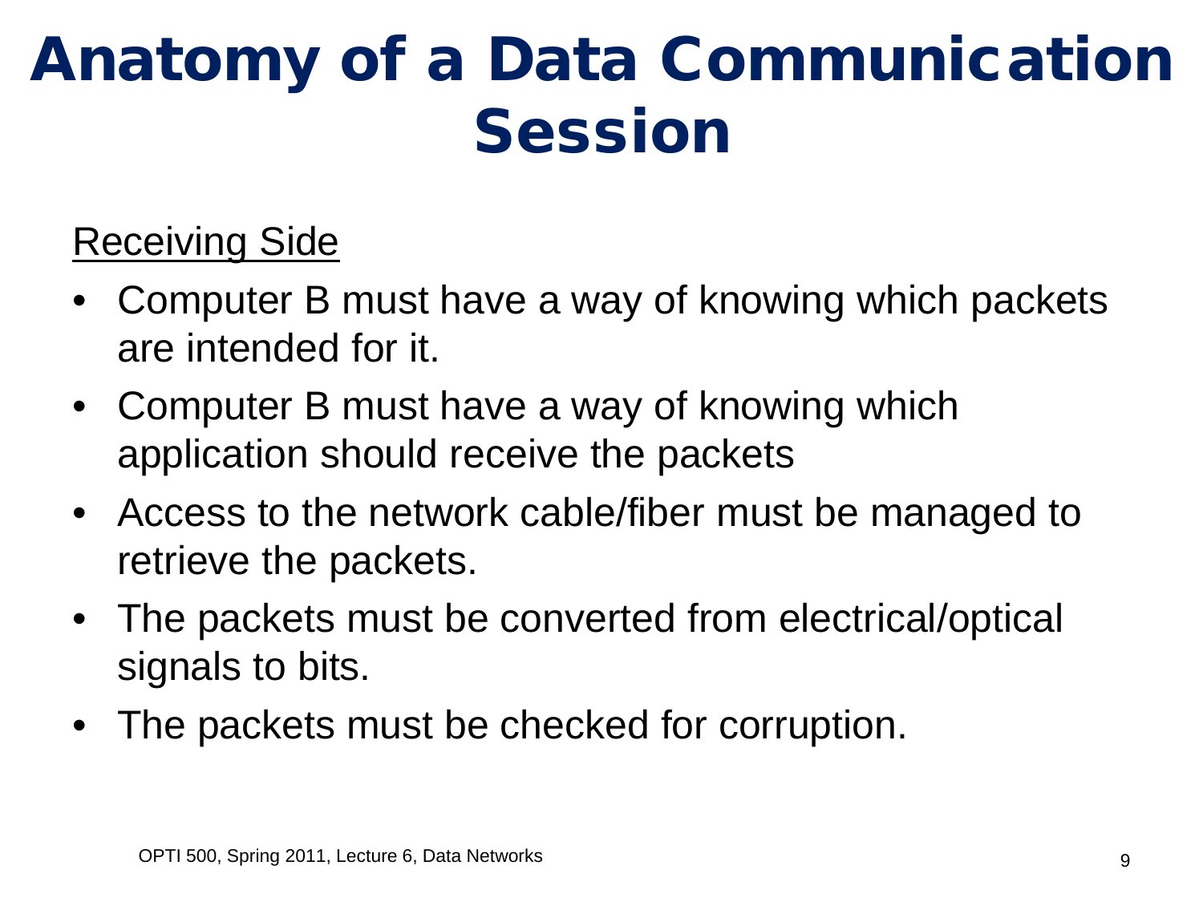# Anatomy of a Data Communication Session

<u>Receiving Side</u>

- Computer B must have a way of knowing which packets are intended for it.
- Computer B must have a way of knowing which application should receive the packets
- Access to the network cable/fiber must be managed to retrieve the packets.
- The packets must be converted from electrical/optical signals to bits.
- The packets must be checked for corruption.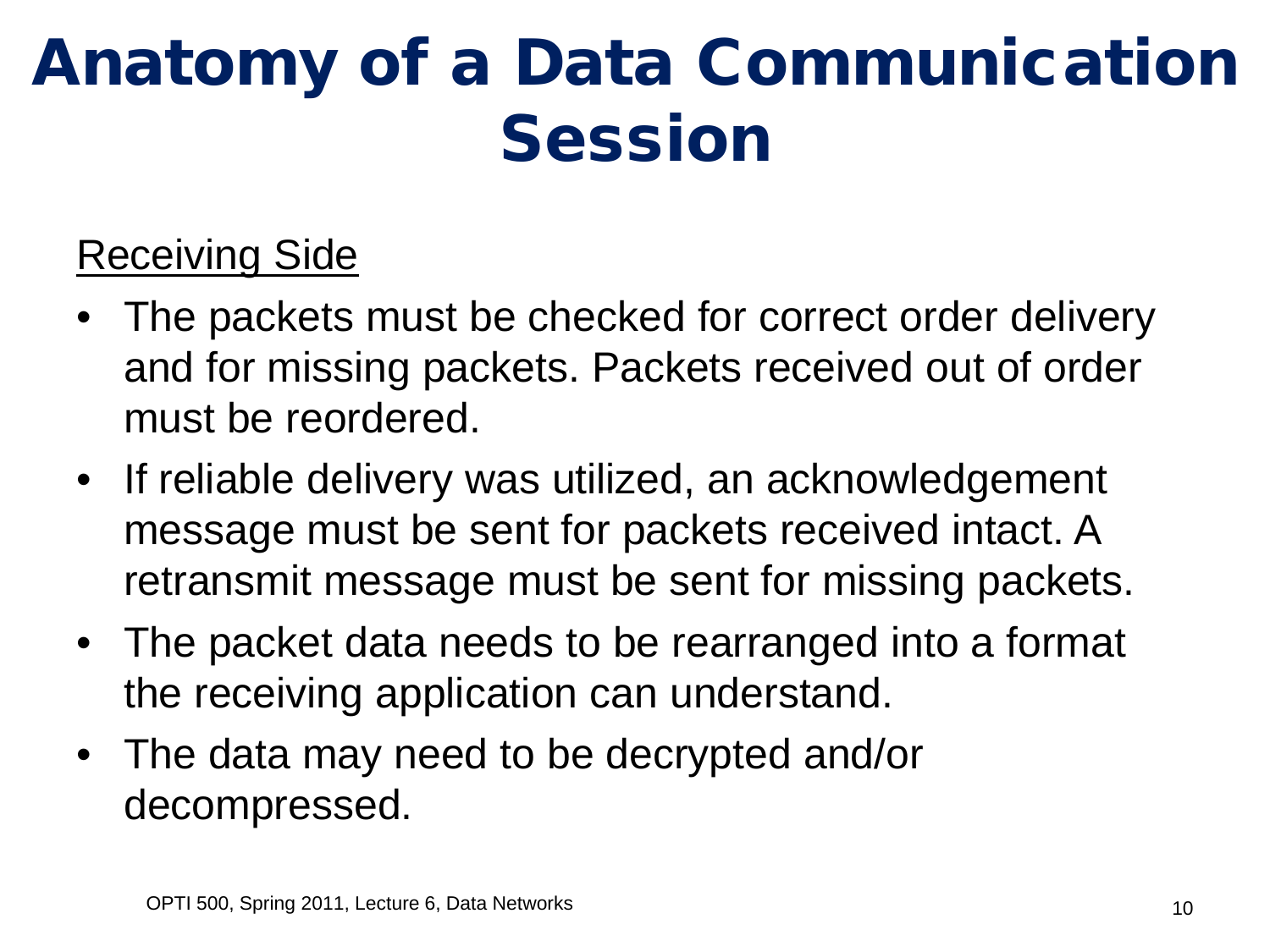# Anatomy of a Data Communication Session

Receiving Side

- The packets must be checked for correct order delivery and for missing packets. Packets received out of order must be reordered.
- If reliable delivery was utilized, an acknowledgement message must be sent for packets received intact. A retransmit message must be sent for missing packets.
- The packet data needs to be rearranged into a format the receiving application can understand.
- The data may need to be decrypted and/or decompressed.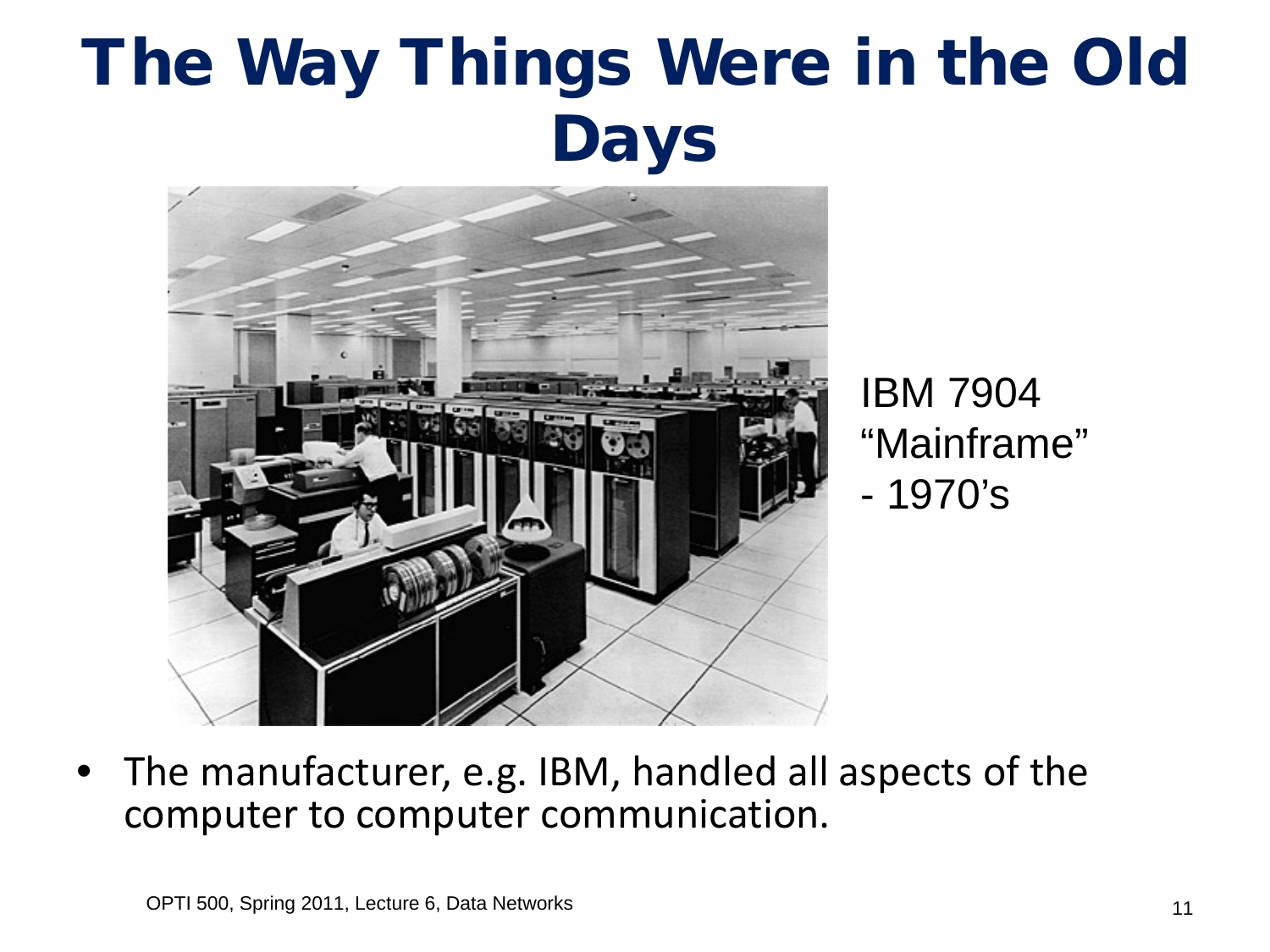# The Way Things Were in the Old Days

IBM 7904 "Mainframe" - 1970's

- The manufacturer, e.g. IBM, handled all aspects of the computer to computer communication.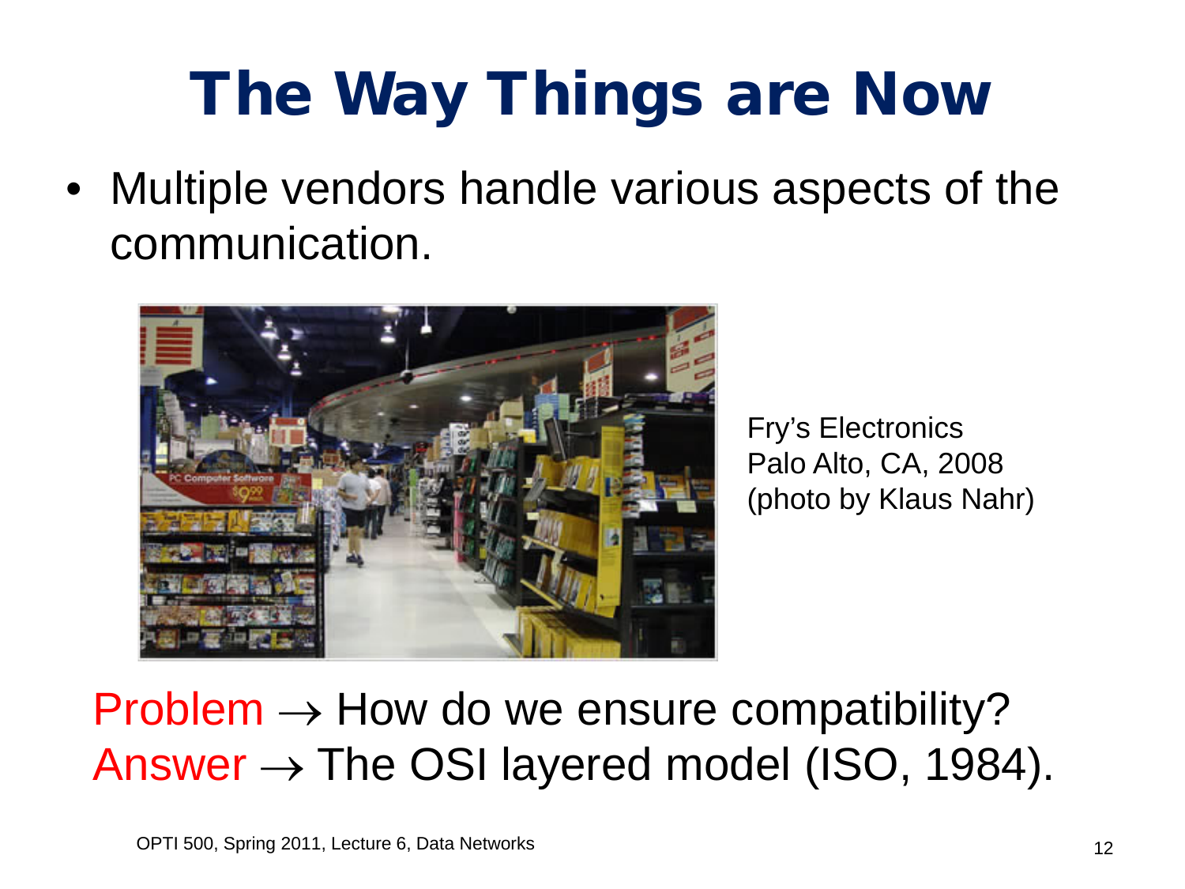# The Way Things are Now

- Multiple vendors handle various aspects of the communication.

Fry's Electronics
Palo Alto, CA, 2008
(photo by Klaus Nahr)

Problem $\rightarrow$ How do we ensure compatibility?
Answer $\rightarrow$ The OSI layered model (ISO, 1984).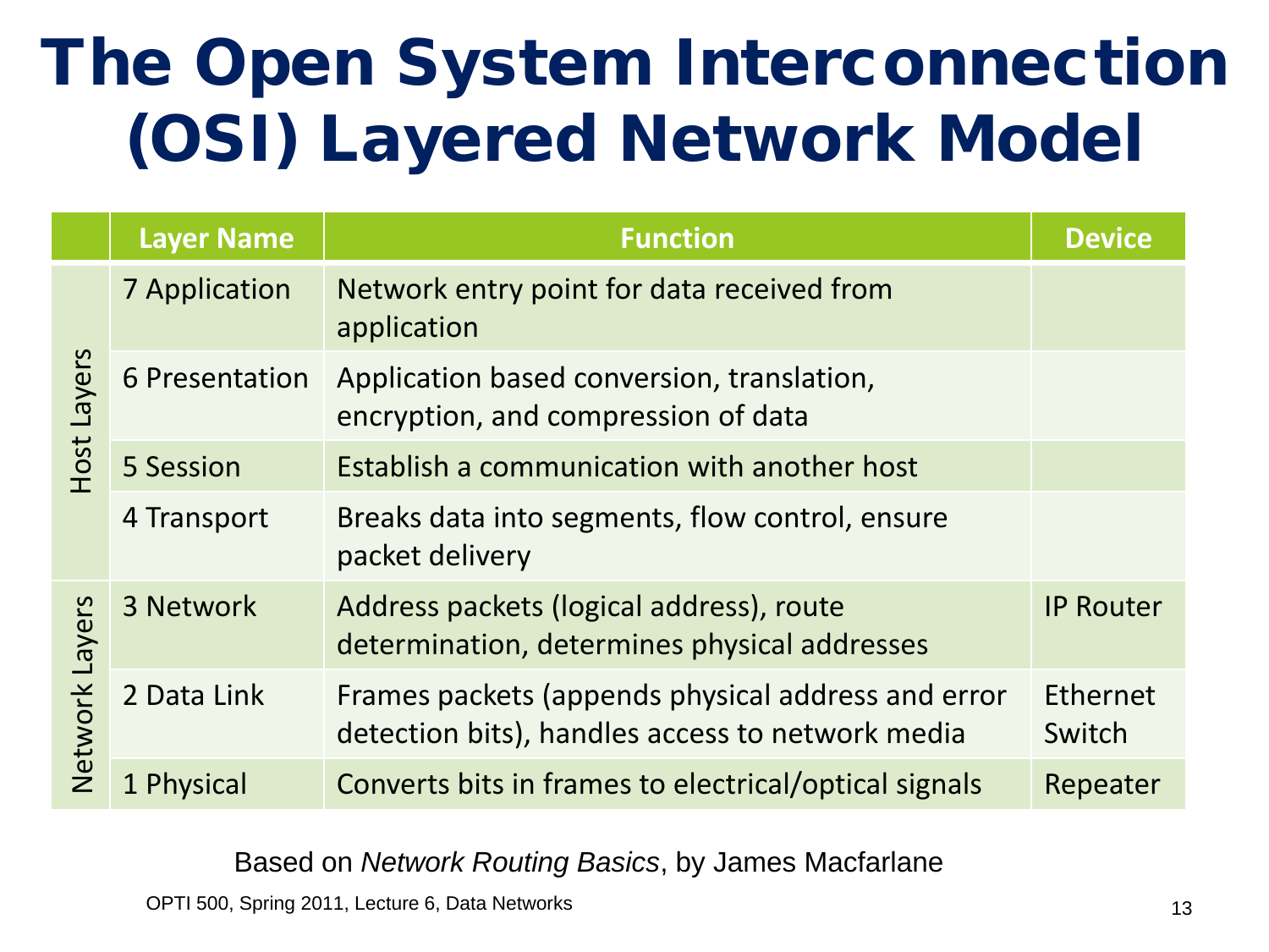# The Open System Interconnection (OSI) Layered Network Model

| | Layer Name | Function | Device |
|---|---|---|---|
| Host Layers | 7 Application | Network entry point for data received from application | |
| | 6 Presentation | Application based conversion, translation, encryption, and compression of data | |
| | 5 Session | Establish a communication with another host | |
| | 4 Transport | Breaks data into segments, flow control, ensure packet delivery | |
| Network Layers | 3 Network | Address packets (logical address), route determination, determines physical addresses | IP Router |
| | 2 Data Link | Frames packets (appends physical address and error detection bits), handles access to network media | Ethernet Switch |
| | 1 Physical | Converts bits in frames to electrical/optical signals | Repeater |

Based on *Network Routing Basics*, by James Macfarlane

OPTI 500, Spring 2011, Lecture 6, Data Networks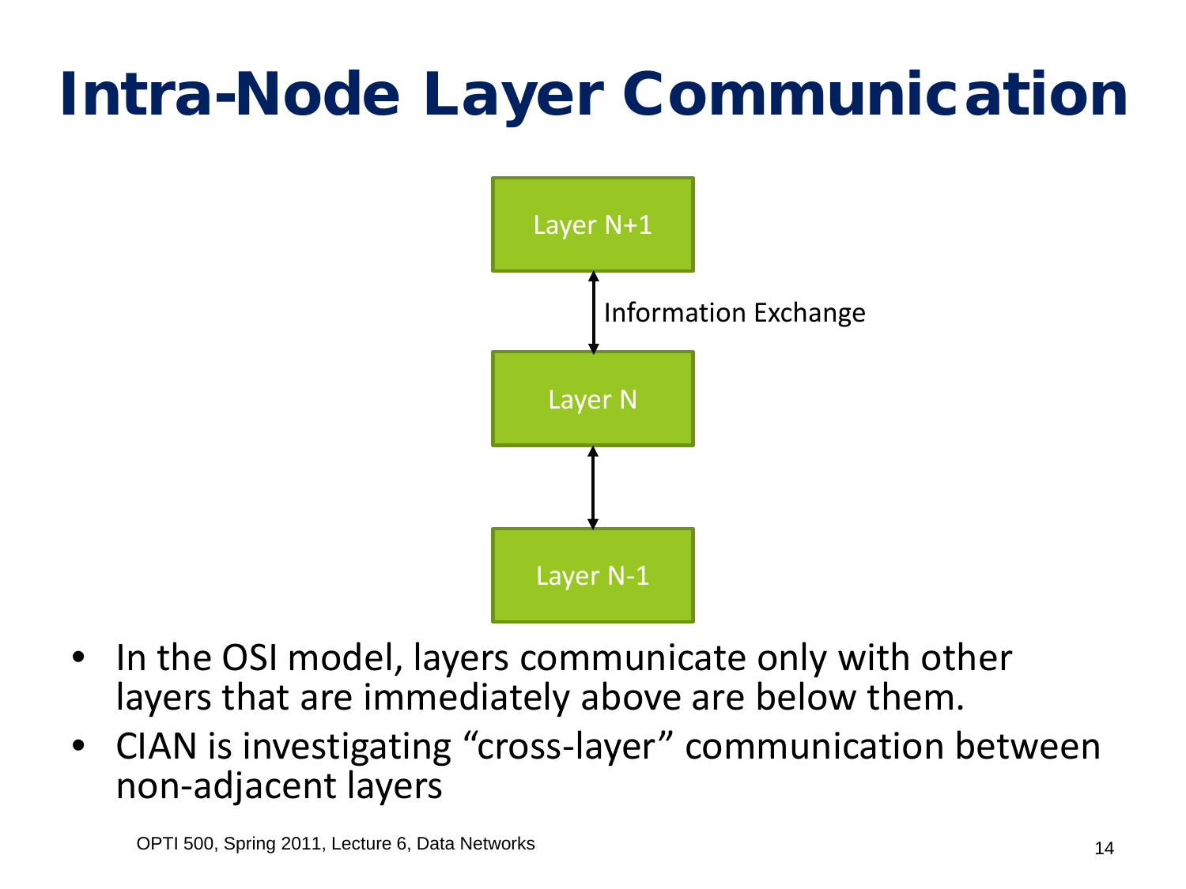# Intra-Node Layer Communication

Layer N+1

Information Exchange

Layer N

Layer N-1

- In the OSI model, layers communicate only with other layers that are immediately above are below them.
- CIAN is investigating "cross-layer" communication between non-adjacent layers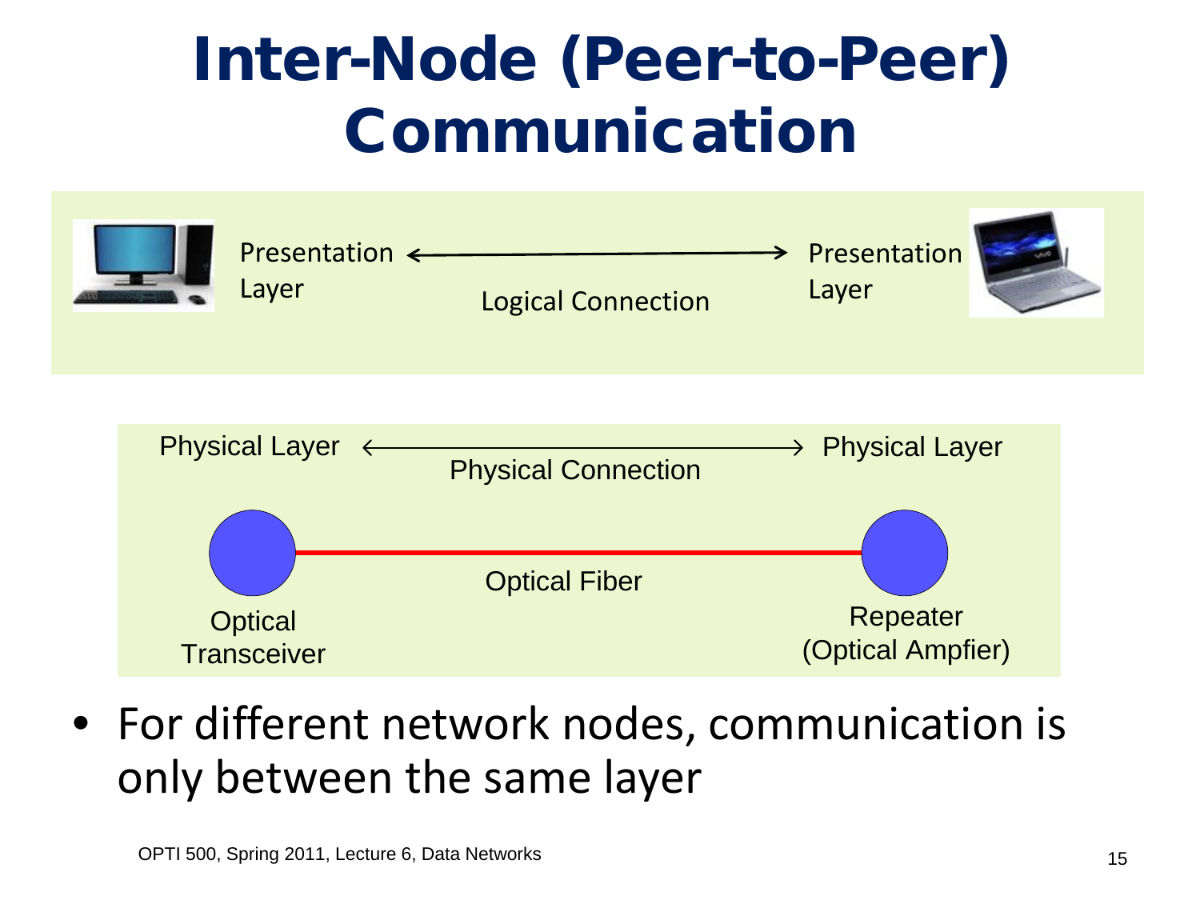# Inter-Node (Peer-to-Peer) Communication

Presentation Layer

Logical Connection

Presentation Layer

Physical Layer

Physical Connection

Physical Layer

Optical Fiber

Optical Transceiver

Repeater (Optical Ampfier)

- For different network nodes, communication is only between the same layer

OPTI 500, Spring 2011, Lecture 6, Data Networks